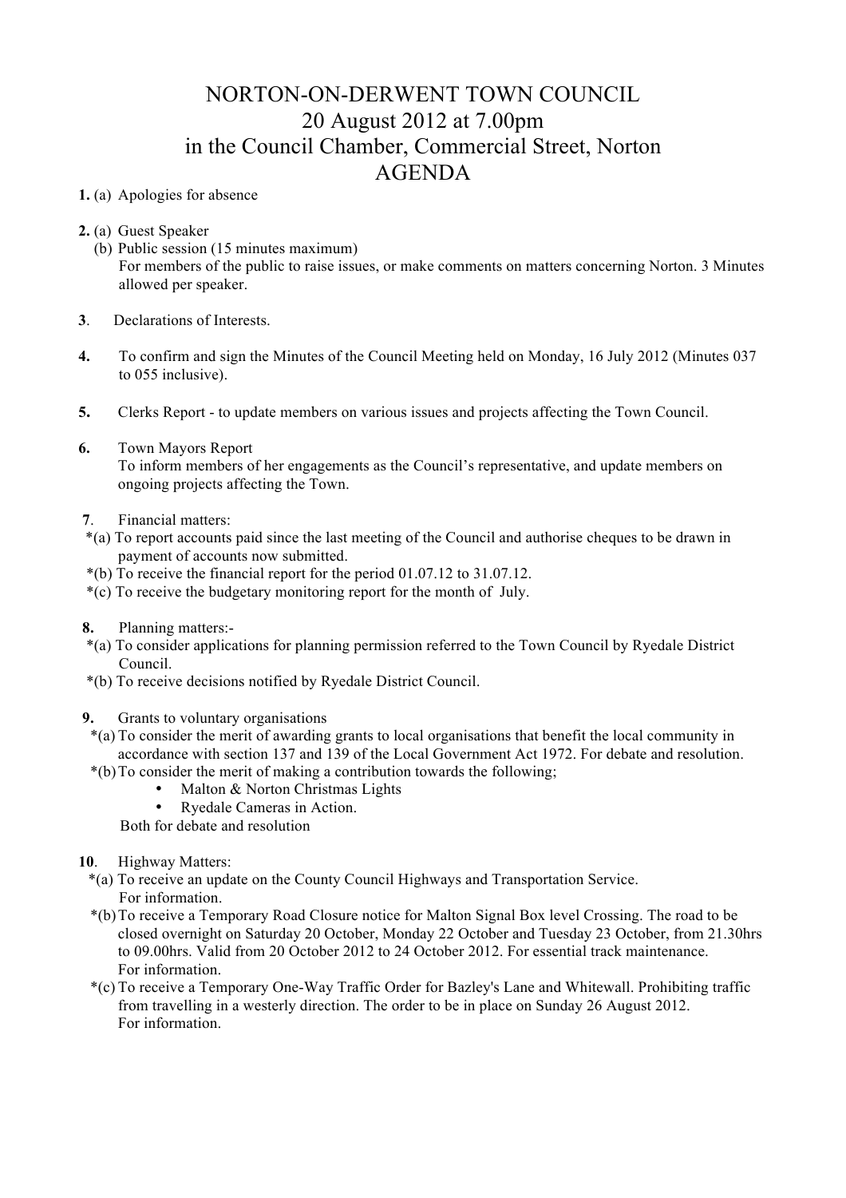# NORTON-ON-DERWENT TOWN COUNCIL

## 20 August 2012 at 7.00pm

## in the Council Chamber, Commercial Street, Norton

## AGENDA

**1.** (a) Apologies for absence

**2.** (a) Guest Speaker
(b) Public session (15 minutes maximum)
For members of the public to raise issues, or make comments on matters concerning Norton. 3 Minutes allowed per speaker.

**3**. Declarations of Interests.

**4.** To confirm and sign the Minutes of the Council Meeting held on Monday, 16 July 2012 (Minutes 037 to 055 inclusive).

**5.** Clerks Report - to update members on various issues and projects affecting the Town Council.

**6.** Town Mayors Report
To inform members of her engagements as the Council's representative, and update members on ongoing projects affecting the Town.

**7**. Financial matters:
*(a) To report accounts paid since the last meeting of the Council and authorise cheques to be drawn in payment of accounts now submitted.
*(b) To receive the financial report for the period 01.07.12 to 31.07.12.
*(c) To receive the budgetary monitoring report for the month of July.

**8.** Planning matters:-
*(a) To consider applications for planning permission referred to the Town Council by Ryedale District Council.
*(b) To receive decisions notified by Ryedale District Council.

**9.** Grants to voluntary organisations
*(a) To consider the merit of awarding grants to local organisations that benefit the local community in accordance with section 137 and 139 of the Local Government Act 1972. For debate and resolution.
*(b) To consider the merit of making a contribution towards the following;

- Malton & Norton Christmas Lights
- Ryedale Cameras in Action.

Both for debate and resolution

**10**. Highway Matters:
*(a) To receive an update on the County Council Highways and Transportation Service.
For information.
*(b) To receive a Temporary Road Closure notice for Malton Signal Box level Crossing. The road to be closed overnight on Saturday 20 October, Monday 22 October and Tuesday 23 October, from 21.30hrs to 09.00hrs. Valid from 20 October 2012 to 24 October 2012. For essential track maintenance.
For information.
*(c) To receive a Temporary One-Way Traffic Order for Bazley's Lane and Whitewall. Prohibiting traffic from travelling in a westerly direction. The order to be in place on Sunday 26 August 2012.
For information.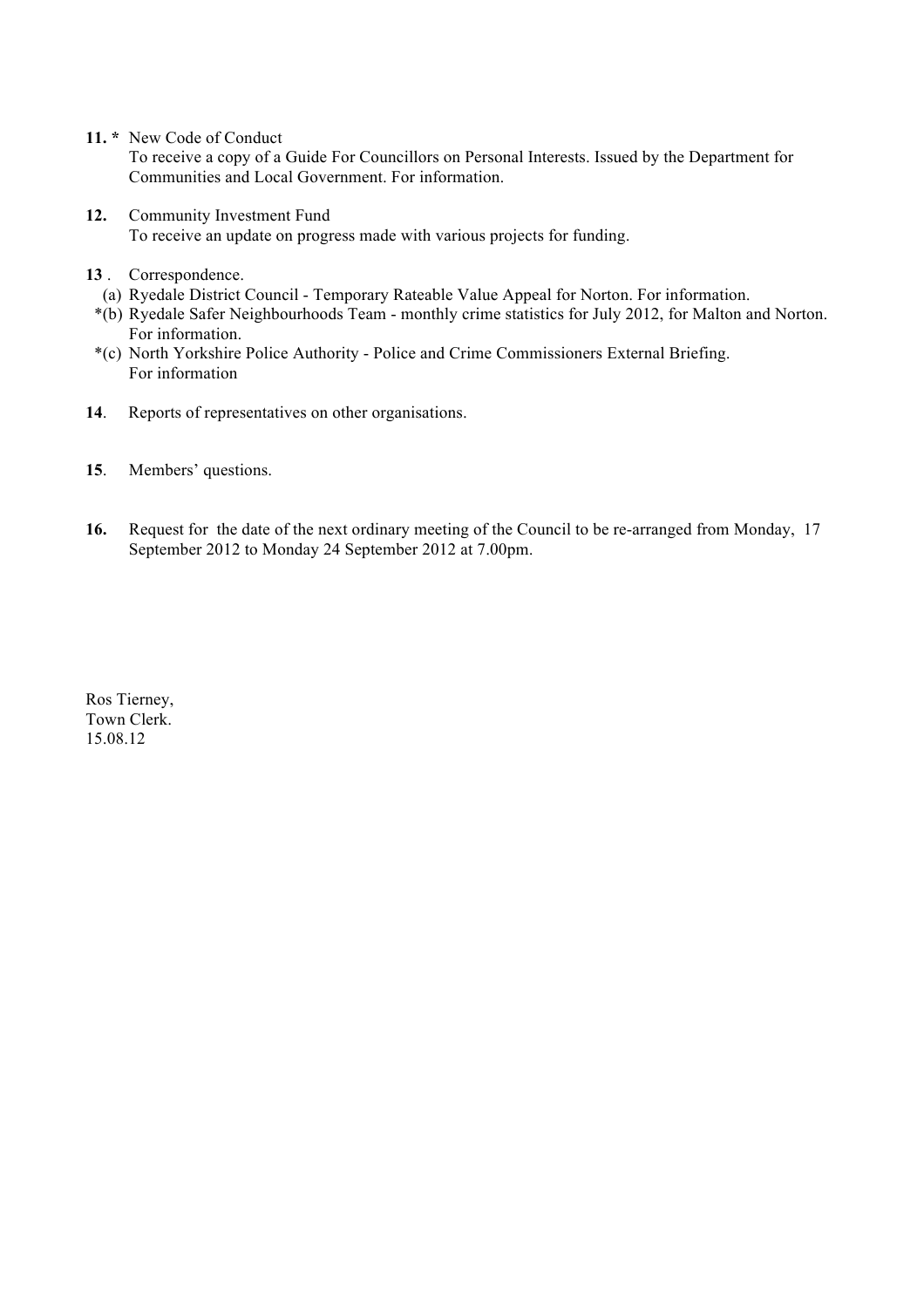**11. *** New Code of Conduct
To receive a copy of a Guide For Councillors on Personal Interests. Issued by the Department for Communities and Local Government. For information.

**12.** Community Investment Fund
To receive an update on progress made with various projects for funding.

**13** . Correspondence.

(a) Ryedale District Council - Temporary Rateable Value Appeal for Norton. For information.
*(b) Ryedale Safer Neighbourhoods Team - monthly crime statistics for July 2012, for Malton and Norton. For information.
*(c) North Yorkshire Police Authority - Police and Crime Commissioners External Briefing. For information

**14**. Reports of representatives on other organisations.

**15**. Members' questions.

**16.** Request for the date of the next ordinary meeting of the Council to be re-arranged from Monday, 17 September 2012 to Monday 24 September 2012 at 7.00pm.

Ros Tierney,
Town Clerk.
15.08.12